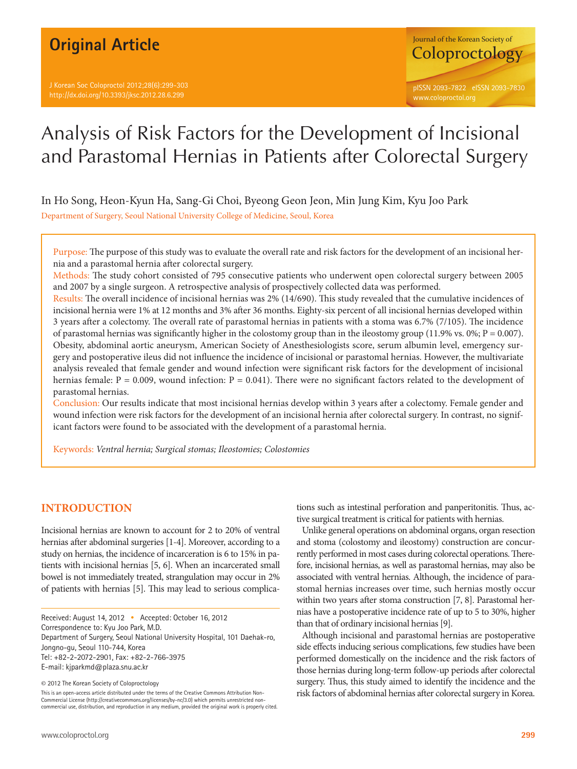Original Article

# Analysis of Risk Factors for the Development of Incisional and Parastomal Hernias in Patients after Colorectal Surgery

In Ho Song, Heon-Kyun Ha, Sang-Gi Choi, Byeong Geon Jeon, Min Jung Kim, Kyu Joo Park

Department of Surgery, Seoul National University College of Medicine, Seoul, Korea

Purpose: The purpose of this study was to evaluate the overall rate and risk factors for the development of an incisional hernia and a parastomal hernia after colorectal surgery.

Methods: The study cohort consisted of 795 consecutive patients who underwent open colorectal surgery between 2005 and 2007 by a single surgeon. A retrospective analysis of prospectively collected data was performed.

Results: The overall incidence of incisional hernias was 2% (14/690). This study revealed that the cumulative incidences of incisional hernia were 1% at 12 months and 3% after 36 months. Eighty-six percent of all incisional hernias developed within 3 years after a colectomy. The overall rate of parastomal hernias in patients with a stoma was 6.7% (7/105). The incidence of parastomal hernias was significantly higher in the colostomy group than in the ileostomy group (11.9% vs. 0%; P = 0.007). Obesity, abdominal aortic aneurysm, American Society of Anesthesiologists score, serum albumin level, emergency surgery and postoperative ileus did not influence the incidence of incisional or parastomal hernias. However, the multivariate analysis revealed that female gender and wound infection were significant risk factors for the development of incisional hernias female: P = 0.009, wound infection: P = 0.041). There were no significant factors related to the development of parastomal hernias.

Conclusion: Our results indicate that most incisional hernias develop within 3 years after a colectomy. Female gender and wound infection were risk factors for the development of an incisional hernia after colorectal surgery. In contrast, no significant factors were found to be associated with the development of a parastomal hernia.

Keywords: *Ventral hernia; Surgical stomas; Ileostomies; Colostomies*

## INTRODUCTION

Incisional hernias are known to account for 2 to 20% of ventral hernias after abdominal surgeries [1-4]. Moreover, according to a study on hernias, the incidence of incarceration is 6 to 15% in patients with incisional hernias [5, 6]. When an incarcerated small bowel is not immediately treated, strangulation may occur in 2% of patients with hernias [5]. This may lead to serious complications such as intestinal perforation and panperitonitis. Thus, active surgical treatment is critical for patients with hernias.

Unlike general operations on abdominal organs, organ resection and stoma (colostomy and ileostomy) construction are concurrently performed in most cases during colorectal operations. Therefore, incisional hernias, as well as parastomal hernias, may also be associated with ventral hernias. Although, the incidence of parastomal hernias increases over time, such hernias mostly occur within two years after stoma construction [7, 8]. Parastomal hernias have a postoperative incidence rate of up to 5 to 30%, higher than that of ordinary incisional hernias [9].

Although incisional and parastomal hernias are postoperative side effects inducing serious complications, few studies have been performed domestically on the incidence and the risk factors of those hernias during long-term follow-up periods after colorectal surgery. Thus, this study aimed to identify the incidence and the risk factors of abdominal hernias after colorectal surgery in Korea.

Received: August 14, 2012 • Accepted: October 16, 2012
Correspondence to: Kyu Joo Park, M.D.
Department of Surgery, Seoul National University Hospital, 101 Daehak-ro, Jongno-gu, Seoul 110-744, Korea
Tel: +82-2-2072-2901, Fax: +82-2-766-3975
E-mail: kjparkmd@plaza.snu.ac.kr

© 2012 The Korean Society of Coloproctology

This is an open-access article distributed under the terms of the Creative Commons Attribution Non-Commercial License (http://creativecommons.org/licenses/by-nc/3.0) which permits unrestricted non-commercial use, distribution, and reproduction in any medium, provided the original work is properly cited.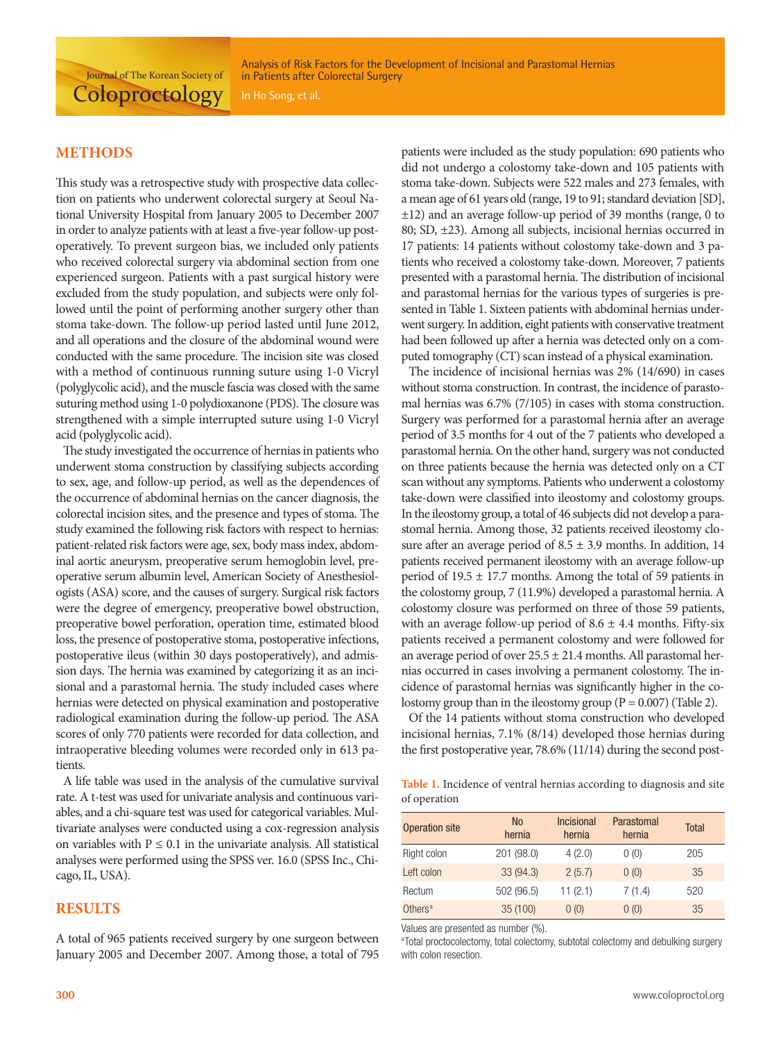## METHODS

This study was a retrospective study with prospective data collection on patients who underwent colorectal surgery at Seoul National University Hospital from January 2005 to December 2007 in order to analyze patients with at least a five-year follow-up postoperatively. To prevent surgeon bias, we included only patients who received colorectal surgery via abdominal section from one experienced surgeon. Patients with a past surgical history were excluded from the study population, and subjects were only followed until the point of performing another surgery other than stoma take-down. The follow-up period lasted until June 2012, and all operations and the closure of the abdominal wound were conducted with the same procedure. The incision site was closed with a method of continuous running suture using 1-0 Vicryl (polyglycolic acid), and the muscle fascia was closed with the same suturing method using 1-0 polydioxanone (PDS). The closure was strengthened with a simple interrupted suture using 1-0 Vicryl acid (polyglycolic acid).

The study investigated the occurrence of hernias in patients who underwent stoma construction by classifying subjects according to sex, age, and follow-up period, as well as the dependences of the occurrence of abdominal hernias on the cancer diagnosis, the colorectal incision sites, and the presence and types of stoma. The study examined the following risk factors with respect to hernias: patient-related risk factors were age, sex, body mass index, abdominal aortic aneurysm, preoperative serum hemoglobin level, preoperative serum albumin level, American Society of Anesthesiologists (ASA) score, and the causes of surgery. Surgical risk factors were the degree of emergency, preoperative bowel obstruction, preoperative bowel perforation, operation time, estimated blood loss, the presence of postoperative stoma, postoperative infections, postoperative ileus (within 30 days postoperatively), and admission days. The hernia was examined by categorizing it as an incisional and a parastomal hernia. The study included cases where hernias were detected on physical examination and postoperative radiological examination during the follow-up period. The ASA scores of only 770 patients were recorded for data collection, and intraoperative bleeding volumes were recorded only in 613 patients.

A life table was used in the analysis of the cumulative survival rate. A t-test was used for univariate analysis and continuous variables, and a chi-square test was used for categorical variables. Multivariate analyses were conducted using a cox-regression analysis on variables with $P \leq 0.1$ in the univariate analysis. All statistical analyses were performed using the SPSS ver. 16.0 (SPSS Inc., Chicago, IL, USA).

## RESULTS

A total of 965 patients received surgery by one surgeon between January 2005 and December 2007. Among those, a total of 795 patients were included as the study population: 690 patients who did not undergo a colostomy take-down and 105 patients with stoma take-down. Subjects were 522 males and 273 females, with a mean age of 61 years old (range, 19 to 91; standard deviation [SD], ±12) and an average follow-up period of 39 months (range, 0 to 80; SD, ±23). Among all subjects, incisional hernias occurred in 17 patients: 14 patients without colostomy take-down and 3 patients who received a colostomy take-down. Moreover, 7 patients presented with a parastomal hernia. The distribution of incisional and parastomal hernias for the various types of surgeries is presented in Table 1. Sixteen patients with abdominal hernias underwent surgery. In addition, eight patients with conservative treatment had been followed up after a hernia was detected only on a computed tomography (CT) scan instead of a physical examination.

The incidence of incisional hernias was 2% (14/690) in cases without stoma construction. In contrast, the incidence of parastomal hernias was 6.7% (7/105) in cases with stoma construction. Surgery was performed for a parastomal hernia after an average period of 3.5 months for 4 out of the 7 patients who developed a parastomal hernia. On the other hand, surgery was not conducted on three patients because the hernia was detected only on a CT scan without any symptoms. Patients who underwent a colostomy take-down were classified into ileostomy and colostomy groups. In the ileostomy group, a total of 46 subjects did not develop a parastomal hernia. Among those, 32 patients received ileostomy closure after an average period of 8.5 ± 3.9 months. In addition, 14 patients received permanent ileostomy with an average follow-up period of 19.5 ± 17.7 months. Among the total of 59 patients in the colostomy group, 7 (11.9%) developed a parastomal hernia. A colostomy closure was performed on three of those 59 patients, with an average follow-up period of 8.6 ± 4.4 months. Fifty-six patients received a permanent colostomy and were followed for an average period of over 25.5 ± 21.4 months. All parastomal hernias occurred in cases involving a permanent colostomy. The incidence of parastomal hernias was significantly higher in the colostomy group than in the ileostomy group ($P = 0.007$) (Table 2).

Of the 14 patients without stoma construction who developed incisional hernias, 7.1% (8/14) developed those hernias during the first postoperative year, 78.6% (11/14) during the second post-

**Table 1.** Incidence of ventral hernias according to diagnosis and site of operation

| Operation site | No hernia | Incisional hernia | Parastomal hernia | Total |
|---|---|---|---|---|
| Right colon | 201 (98.0) | 4 (2.0) | 0 (0) | 205 |
| Left colon | 33 (94.3) | 2 (5.7) | 0 (0) | 35 |
| Rectum | 502 (96.5) | 11 (2.1) | 7 (1.4) | 520 |
| Others[a] | 35 (100) | 0 (0) | 0 (0) | 35 |

Values are presented as number (%).

[a]Total proctocolectomy, total colectomy, subtotal colectomy and debulking surgery with colon resection.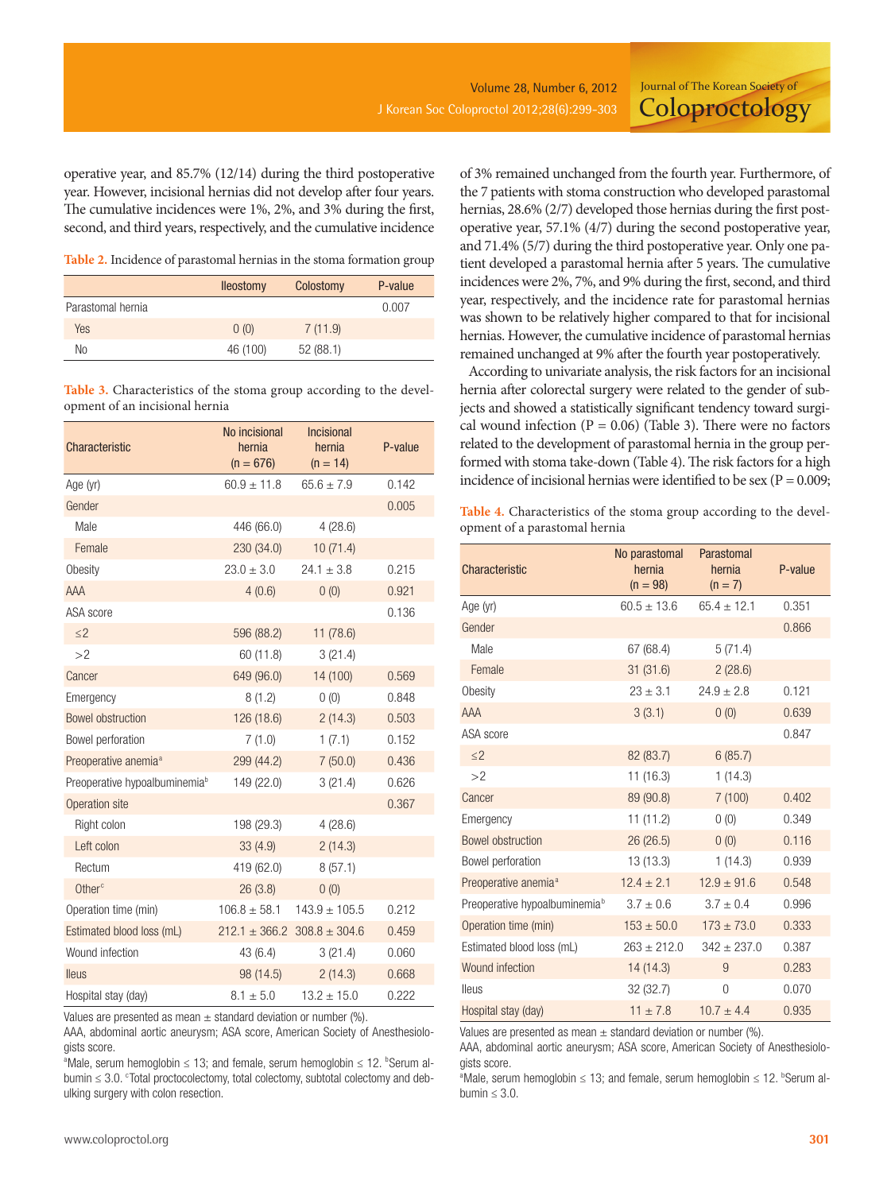operative year, and 85.7% (12/14) during the third postoperative year. However, incisional hernias did not develop after four years. The cumulative incidences were 1%, 2%, and 3% during the first, second, and third years, respectively, and the cumulative incidence of 3% remained unchanged from the fourth year. Furthermore, of the 7 patients with stoma construction who developed parastomal hernias, 28.6% (2/7) developed those hernias during the first postoperative year, 57.1% (4/7) during the second postoperative year, and 71.4% (5/7) during the third postoperative year. Only one patient developed a parastomal hernia after 5 years. The cumulative incidences were 2%, 7%, and 9% during the first, second, and third year, respectively, and the incidence rate for parastomal hernias was shown to be relatively higher compared to that for incisional hernias. However, the cumulative incidence of parastomal hernias remained unchanged at 9% after the fourth year postoperatively.

According to univariate analysis, the risk factors for an incisional hernia after colorectal surgery were related to the gender of subjects and showed a statistically significant tendency toward surgical wound infection (P = 0.06) (Table 3). There were no factors related to the development of parastomal hernia in the group performed with stoma take-down (Table 4). The risk factors for a high incidence of incisional hernias were identified to be sex (P = 0.009;

**Table 2.** Incidence of parastomal hernias in the stoma formation group

| | Ileostomy | Colostomy | P-value |
|---|---|---|---|
| Parastomal hernia | | | 0.007 |
| Yes | 0 (0) | 7 (11.9) | |
| No | 46 (100) | 52 (88.1) | |

**Table 3.** Characteristics of the stoma group according to the development of an incisional hernia

| Characteristic | No incisional hernia (n = 676) | Incisional hernia (n = 14) | P-value |
|---|---|---|---|
| Age (yr) | 60.9 ± 11.8 | 65.6 ± 7.9 | 0.142 |
| Gender | | | 0.005 |
| Male | 446 (66.0) | 4 (28.6) | |
| Female | 230 (34.0) | 10 (71.4) | |
| Obesity | 23.0 ± 3.0 | 24.1 ± 3.8 | 0.215 |
| AAA | 4 (0.6) | 0 (0) | 0.921 |
| ASA score | | | 0.136 |
| ≤2 | 596 (88.2) | 11 (78.6) | |
| >2 | 60 (11.8) | 3 (21.4) | |
| Cancer | 649 (96.0) | 14 (100) | 0.569 |
| Emergency | 8 (1.2) | 0 (0) | 0.848 |
| Bowel obstruction | 126 (18.6) | 2 (14.3) | 0.503 |
| Bowel perforation | 7 (1.0) | 1 (7.1) | 0.152 |
| Preoperative anemia[a] | 299 (44.2) | 7 (50.0) | 0.436 |
| Preoperative hypoalbuminemia[b] | 149 (22.0) | 3 (21.4) | 0.626 |
| Operation site | | | 0.367 |
| Right colon | 198 (29.3) | 4 (28.6) | |
| Left colon | 33 (4.9) | 2 (14.3) | |
| Rectum | 419 (62.0) | 8 (57.1) | |
| Other[c] | 26 (3.8) | 0 (0) | |
| Operation time (min) | 106.8 ± 58.1 | 143.9 ± 105.5 | 0.212 |
| Estimated blood loss (mL) | 212.1 ± 366.2 | 308.8 ± 304.6 | 0.459 |
| Wound infection | 43 (6.4) | 3 (21.4) | 0.060 |
| Ileus | 98 (14.5) | 2 (14.3) | 0.668 |
| Hospital stay (day) | 8.1 ± 5.0 | 13.2 ± 15.0 | 0.222 |

Values are presented as mean ± standard deviation or number (%).
AAA, abdominal aortic aneurysm; ASA score, American Society of Anesthesiologists score.
[a]Male, serum hemoglobin ≤ 13; and female, serum hemoglobin ≤ 12. [b]Serum albumin ≤ 3.0. [c]Total proctocolectomy, total colectomy, subtotal colectomy and debulking surgery with colon resection.

**Table 4.** Characteristics of the stoma group according to the development of a parastomal hernia

| Characteristic | No parastomal hernia (n = 98) | Parastomal hernia (n = 7) | P-value |
|---|---|---|---|
| Age (yr) | 60.5 ± 13.6 | 65.4 ± 12.1 | 0.351 |
| Gender | | | 0.866 |
| Male | 67 (68.4) | 5 (71.4) | |
| Female | 31 (31.6) | 2 (28.6) | |
| Obesity | 23 ± 3.1 | 24.9 ± 2.8 | 0.121 |
| AAA | 3 (3.1) | 0 (0) | 0.639 |
| ASA score | | | 0.847 |
| ≤2 | 82 (83.7) | 6 (85.7) | |
| >2 | 11 (16.3) | 1 (14.3) | |
| Cancer | 89 (90.8) | 7 (100) | 0.402 |
| Emergency | 11 (11.2) | 0 (0) | 0.349 |
| Bowel obstruction | 26 (26.5) | 0 (0) | 0.116 |
| Bowel perforation | 13 (13.3) | 1 (14.3) | 0.939 |
| Preoperative anemia[a] | 12.4 ± 2.1 | 12.9 ± 91.6 | 0.548 |
| Preoperative hypoalbuminemia[b] | 3.7 ± 0.6 | 3.7 ± 0.4 | 0.996 |
| Operation time (min) | 153 ± 50.0 | 173 ± 73.0 | 0.333 |
| Estimated blood loss (mL) | 263 ± 212.0 | 342 ± 237.0 | 0.387 |
| Wound infection | 14 (14.3) | 9 | 0.283 |
| Ileus | 32 (32.7) | 0 | 0.070 |
| Hospital stay (day) | 11 ± 7.8 | 10.7 ± 4.4 | 0.935 |

Values are presented as mean ± standard deviation or number (%).
AAA, abdominal aortic aneurysm; ASA score, American Society of Anesthesiologists score.
[a]Male, serum hemoglobin ≤ 13; and female, serum hemoglobin ≤ 12. [b]Serum albumin ≤ 3.0.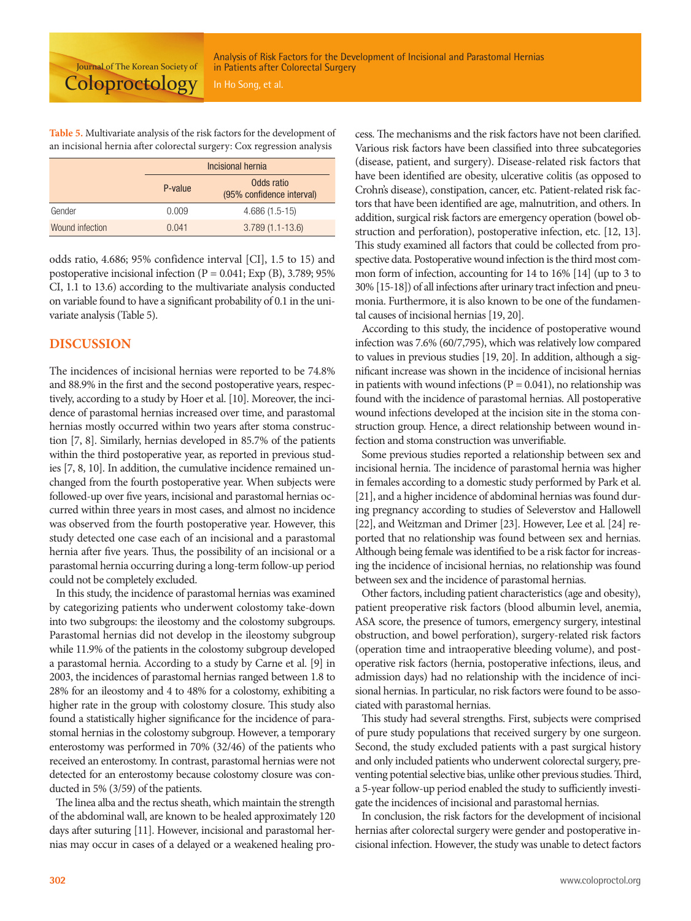Table 5. Multivariate analysis of the risk factors for the development of an incisional hernia after colorectal surgery: Cox regression analysis

| | Incisional hernia | |
|---|---|---|
| | P-value | Odds ratio (95% confidence interval) |
| Gender | 0.009 | 4.686 (1.5-15) |
| Wound infection | 0.041 | 3.789 (1.1-13.6) |

odds ratio, 4.686; 95% confidence interval [CI], 1.5 to 15) and postoperative incisional infection (P = 0.041; Exp (B), 3.789; 95% CI, 1.1 to 13.6) according to the multivariate analysis conducted on variable found to have a significant probability of 0.1 in the univariate analysis (Table 5).

## DISCUSSION

The incidences of incisional hernias were reported to be 74.8% and 88.9% in the first and the second postoperative years, respectively, according to a study by Hoer et al. [10]. Moreover, the incidence of parastomal hernias increased over time, and parastomal hernias mostly occurred within two years after stoma construction [7, 8]. Similarly, hernias developed in 85.7% of the patients within the third postoperative year, as reported in previous studies [7, 8, 10]. In addition, the cumulative incidence remained unchanged from the fourth postoperative year. When subjects were followed-up over five years, incisional and parastomal hernias occurred within three years in most cases, and almost no incidence was observed from the fourth postoperative year. However, this study detected one case each of an incisional and a parastomal hernia after five years. Thus, the possibility of an incisional or a parastomal hernia occurring during a long-term follow-up period could not be completely excluded.

In this study, the incidence of parastomal hernias was examined by categorizing patients who underwent colostomy take-down into two subgroups: the ileostomy and the colostomy subgroups. Parastomal hernias did not develop in the ileostomy subgroup while 11.9% of the patients in the colostomy subgroup developed a parastomal hernia. According to a study by Carne et al. [9] in 2003, the incidences of parastomal hernias ranged between 1.8 to 28% for an ileostomy and 4 to 48% for a colostomy, exhibiting a higher rate in the group with colostomy closure. This study also found a statistically higher significance for the incidence of parastomal hernias in the colostomy subgroup. However, a temporary enterostomy was performed in 70% (32/46) of the patients who received an enterostomy. In contrast, parastomal hernias were not detected for an enterostomy because colostomy closure was conducted in 5% (3/59) of the patients.

The linea alba and the rectus sheath, which maintain the strength of the abdominal wall, are known to be healed approximately 120 days after suturing [11]. However, incisional and parastomal hernias may occur in cases of a delayed or a weakened healing process. The mechanisms and the risk factors have not been clarified. Various risk factors have been classified into three subcategories (disease, patient, and surgery). Disease-related risk factors that have been identified are obesity, ulcerative colitis (as opposed to Crohn's disease), constipation, cancer, etc. Patient-related risk factors that have been identified are age, malnutrition, and others. In addition, surgical risk factors are emergency operation (bowel obstruction and perforation), postoperative infection, etc. [12, 13]. This study examined all factors that could be collected from prospective data. Postoperative wound infection is the third most common form of infection, accounting for 14 to 16% [14] (up to 3 to 30% [15-18]) of all infections after urinary tract infection and pneumonia. Furthermore, it is also known to be one of the fundamental causes of incisional hernias [19, 20].

According to this study, the incidence of postoperative wound infection was 7.6% (60/7,795), which was relatively low compared to values in previous studies [19, 20]. In addition, although a significant increase was shown in the incidence of incisional hernias in patients with wound infections (P = 0.041), no relationship was found with the incidence of parastomal hernias. All postoperative wound infections developed at the incision site in the stoma construction group. Hence, a direct relationship between wound infection and stoma construction was unverifiable.

Some previous studies reported a relationship between sex and incisional hernia. The incidence of parastomal hernia was higher in females according to a domestic study performed by Park et al. [21], and a higher incidence of abdominal hernias was found during pregnancy according to studies of Seleverstov and Hallowell [22], and Weitzman and Drimer [23]. However, Lee et al. [24] reported that no relationship was found between sex and hernias. Although being female was identified to be a risk factor for increasing the incidence of incisional hernias, no relationship was found between sex and the incidence of parastomal hernias.

Other factors, including patient characteristics (age and obesity), patient preoperative risk factors (blood albumin level, anemia, ASA score, the presence of tumors, emergency surgery, intestinal obstruction, and bowel perforation), surgery-related risk factors (operation time and intraoperative bleeding volume), and postoperative risk factors (hernia, postoperative infections, ileus, and admission days) had no relationship with the incidence of incisional hernias. In particular, no risk factors were found to be associated with parastomal hernias.

This study had several strengths. First, subjects were comprised of pure study populations that received surgery by one surgeon. Second, the study excluded patients with a past surgical history and only included patients who underwent colorectal surgery, preventing potential selective bias, unlike other previous studies. Third, a 5-year follow-up period enabled the study to sufficiently investigate the incidences of incisional and parastomal hernias.

In conclusion, the risk factors for the development of incisional hernias after colorectal surgery were gender and postoperative incisional infection. However, the study was unable to detect factors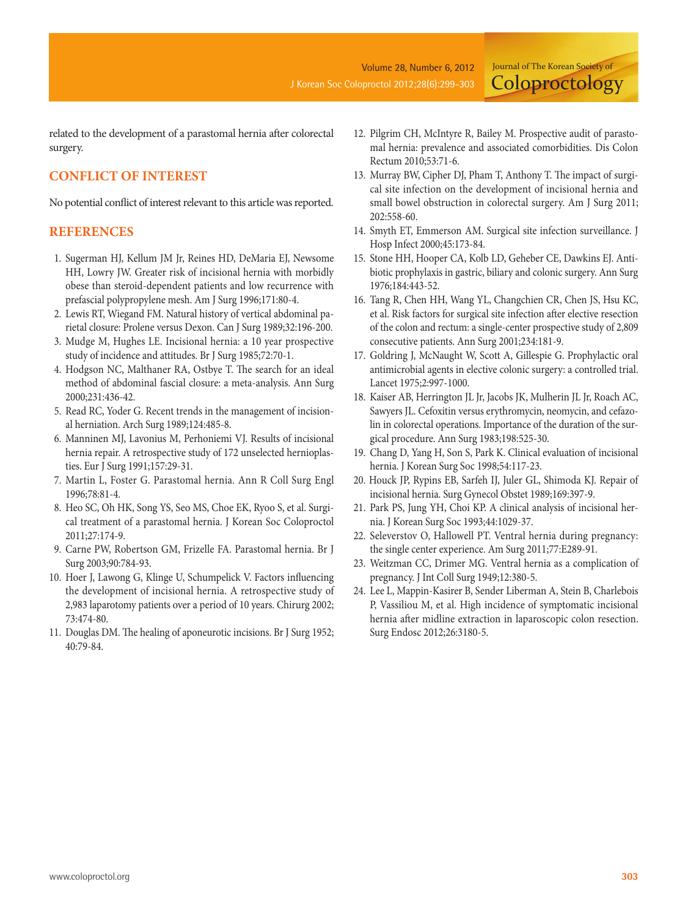related to the development of a parastomal hernia after colorectal surgery.

## CONFLICT OF INTEREST

No potential conflict of interest relevant to this article was reported.

## REFERENCES

1. Sugerman HJ, Kellum JM Jr, Reines HD, DeMaria EJ, Newsome HH, Lowry JW. Greater risk of incisional hernia with morbidly obese than steroid-dependent patients and low recurrence with prefascial polypropylene mesh. Am J Surg 1996;171:80-4.
2. Lewis RT, Wiegand FM. Natural history of vertical abdominal parietal closure: Prolene versus Dexon. Can J Surg 1989;32:196-200.
3. Mudge M, Hughes LE. Incisional hernia: a 10 year prospective study of incidence and attitudes. Br J Surg 1985;72:70-1.
4. Hodgson NC, Malthaner RA, Ostbye T. The search for an ideal method of abdominal fascial closure: a meta-analysis. Ann Surg 2000;231:436-42.
5. Read RC, Yoder G. Recent trends in the management of incisional herniation. Arch Surg 1989;124:485-8.
6. Manninen MJ, Lavonius M, Perhoniemi VJ. Results of incisional hernia repair. A retrospective study of 172 unselected hernioplasties. Eur J Surg 1991;157:29-31.
7. Martin L, Foster G. Parastomal hernia. Ann R Coll Surg Engl 1996;78:81-4.
8. Heo SC, Oh HK, Song YS, Seo MS, Choe EK, Ryoo S, et al. Surgical treatment of a parastomal hernia. J Korean Soc Coloproctol 2011;27:174-9.
9. Carne PW, Robertson GM, Frizelle FA. Parastomal hernia. Br J Surg 2003;90:784-93.
10. Hoer J, Lawong G, Klinge U, Schumpelick V. Factors influencing the development of incisional hernia. A retrospective study of 2,983 laparotomy patients over a period of 10 years. Chirurg 2002;73:474-80.
11. Douglas DM. The healing of aponeurotic incisions. Br J Surg 1952;40:79-84.
12. Pilgrim CH, McIntyre R, Bailey M. Prospective audit of parastomal hernia: prevalence and associated comorbidities. Dis Colon Rectum 2010;53:71-6.
13. Murray BW, Cipher DJ, Pham T, Anthony T. The impact of surgical site infection on the development of incisional hernia and small bowel obstruction in colorectal surgery. Am J Surg 2011;202:558-60.
14. Smyth ET, Emmerson AM. Surgical site infection surveillance. J Hosp Infect 2000;45:173-84.
15. Stone HH, Hooper CA, Kolb LD, Geheber CE, Dawkins EJ. Antibiotic prophylaxis in gastric, biliary and colonic surgery. Ann Surg 1976;184:443-52.
16. Tang R, Chen HH, Wang YL, Changchien CR, Chen JS, Hsu KC, et al. Risk factors for surgical site infection after elective resection of the colon and rectum: a single-center prospective study of 2,809 consecutive patients. Ann Surg 2001;234:181-9.
17. Goldring J, McNaught W, Scott A, Gillespie G. Prophylactic oral antimicrobial agents in elective colonic surgery: a controlled trial. Lancet 1975;2:997-1000.
18. Kaiser AB, Herrington JL Jr, Jacobs JK, Mulherin JL Jr, Roach AC, Sawyers JL. Cefoxitin versus erythromycin, neomycin, and cefazolin in colorectal operations. Importance of the duration of the surgical procedure. Ann Surg 1983;198:525-30.
19. Chang D, Yang H, Son S, Park K. Clinical evaluation of incisional hernia. J Korean Surg Soc 1998;54:117-23.
20. Houck JP, Rypins EB, Sarfeh IJ, Juler GL, Shimoda KJ. Repair of incisional hernia. Surg Gynecol Obstet 1989;169:397-9.
21. Park PS, Jung YH, Choi KP. A clinical analysis of incisional hernia. J Korean Surg Soc 1993;44:1029-37.
22. Seleverstov O, Hallowell PT. Ventral hernia during pregnancy: the single center experience. Am Surg 2011;77:E289-91.
23. Weitzman CC, Drimer MG. Ventral hernia as a complication of pregnancy. J Int Coll Surg 1949;12:380-5.
24. Lee L, Mappin-Kasirer B, Sender Liberman A, Stein B, Charlebois P, Vassiliou M, et al. High incidence of symptomatic incisional hernia after midline extraction in laparoscopic colon resection. Surg Endosc 2012;26:3180-5.